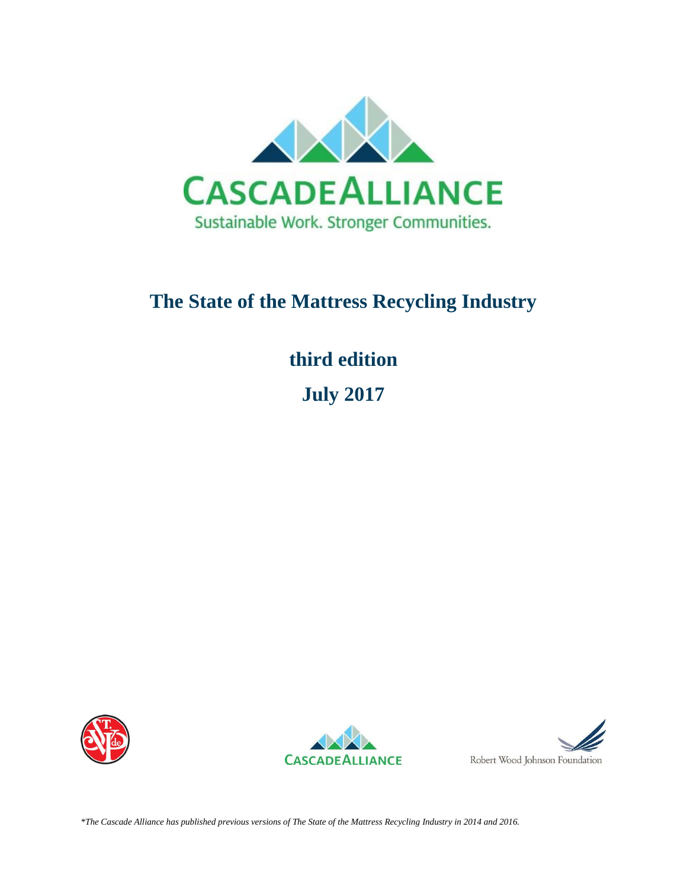# The State of the Mattress Recycling Industry

## third edition

## July 2017

*\*The Cascade Alliance has published previous versions of The State of the Mattress Recycling Industry in 2014 and 2016.*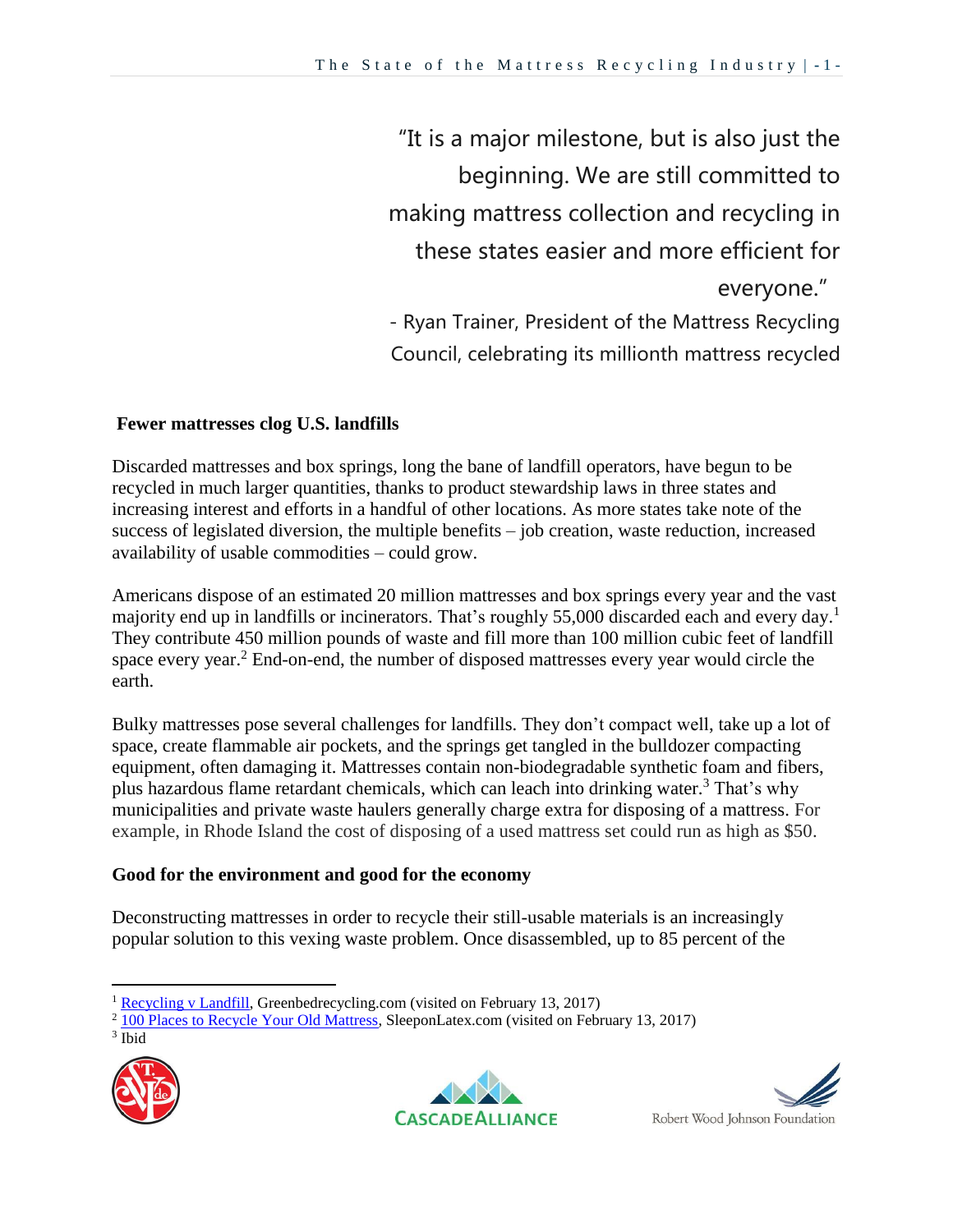“It is a major milestone, but is also just the beginning. We are still committed to making mattress collection and recycling in these states easier and more efficient for everyone.”

- Ryan Trainer, President of the Mattress Recycling Council, celebrating its millionth mattress recycled

**Fewer mattresses clog U.S. landfills**

Discarded mattresses and box springs, long the bane of landfill operators, have begun to be recycled in much larger quantities, thanks to product stewardship laws in three states and increasing interest and efforts in a handful of other locations. As more states take note of the success of legislated diversion, the multiple benefits – job creation, waste reduction, increased availability of usable commodities – could grow.

Americans dispose of an estimated 20 million mattresses and box springs every year and the vast majority end up in landfills or incinerators. That’s roughly 55,000 discarded each and every day.[1] They contribute 450 million pounds of waste and fill more than 100 million cubic feet of landfill space every year.[2] End-on-end, the number of disposed mattresses every year would circle the earth.

Bulky mattresses pose several challenges for landfills. They don’t compact well, take up a lot of space, create flammable air pockets, and the springs get tangled in the bulldozer compacting equipment, often damaging it. Mattresses contain non-biodegradable synthetic foam and fibers, plus hazardous flame retardant chemicals, which can leach into drinking water.[3] That’s why municipalities and private waste haulers generally charge extra for disposing of a mattress. For example, in Rhode Island the cost of disposing of a used mattress set could run as high as $50.

**Good for the environment and good for the economy**

Deconstructing mattresses in order to recycle their still-usable materials is an increasingly popular solution to this vexing waste problem. Once disassembled, up to 85 percent of the

---

[1] Recycling v Landfill, Greenbedrecycling.com (visited on February 13, 2017)

[2] 100 Places to Recycle Your Old Mattress, SleeponLatex.com (visited on February 13, 2017)

[3] Ibid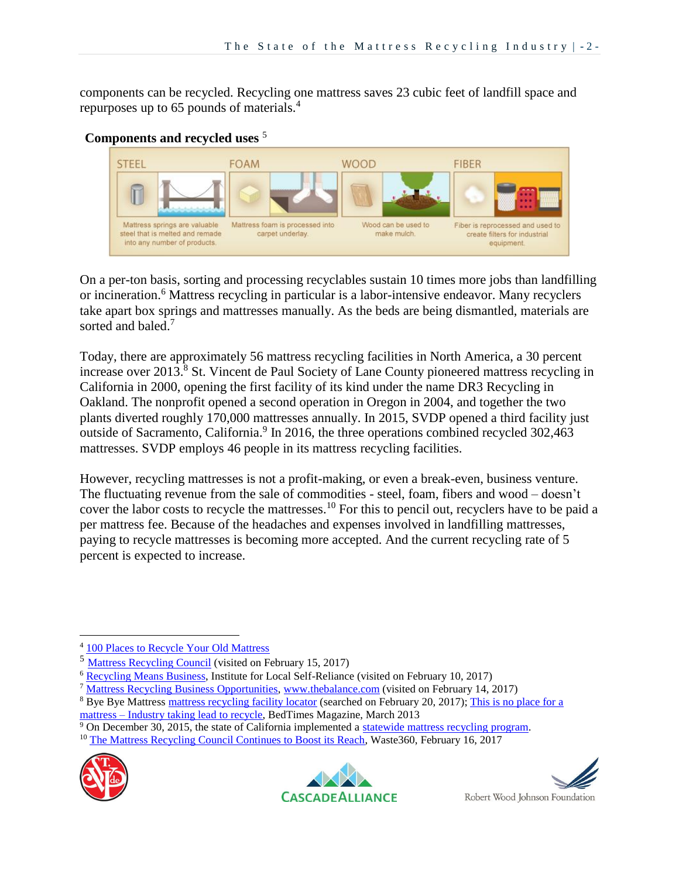components can be recycled. Recycling one mattress saves 23 cubic feet of landfill space and repurposes up to 65 pounds of materials.[4]

**Components and recycled uses** [5]

| STEEL | FOAM | WOOD | FIBER |
|---|---|---|---|
| Mattress springs are valuable steel that is melted and remade into any number of products. | Mattress foam is processed into carpet underlay. | Wood can be used to make mulch. | Fiber is reprocessed and used to create filters for industrial equipment. |

On a per-ton basis, sorting and processing recyclables sustain 10 times more jobs than landfilling or incineration.[6] Mattress recycling in particular is a labor-intensive endeavor. Many recyclers take apart box springs and mattresses manually. As the beds are being dismantled, materials are sorted and baled.[7]

Today, there are approximately 56 mattress recycling facilities in North America, a 30 percent increase over 2013.[8] St. Vincent de Paul Society of Lane County pioneered mattress recycling in California in 2000, opening the first facility of its kind under the name DR3 Recycling in Oakland. The nonprofit opened a second operation in Oregon in 2004, and together the two plants diverted roughly 170,000 mattresses annually. In 2015, SVDP opened a third facility just outside of Sacramento, California.[9] In 2016, the three operations combined recycled 302,463 mattresses. SVDP employs 46 people in its mattress recycling facilities.

However, recycling mattresses is not a profit-making, or even a break-even, business venture. The fluctuating revenue from the sale of commodities - steel, foam, fibers and wood – doesn't cover the labor costs to recycle the mattresses.[10] For this to pencil out, recyclers have to be paid a per mattress fee. Because of the headaches and expenses involved in landfilling mattresses, paying to recycle mattresses is becoming more accepted. And the current recycling rate of 5 percent is expected to increase.

---

[4] 100 Places to Recycle Your Old Mattress

[5] Mattress Recycling Council (visited on February 15, 2017)

[6] Recycling Means Business, Institute for Local Self-Reliance (visited on February 10, 2017)

[7] Mattress Recycling Business Opportunities, www.thebalance.com (visited on February 14, 2017)

[8] Bye Bye Mattress mattress recycling facility locator (searched on February 20, 2017); This is no place for a mattress – Industry taking lead to recycle, BedTimes Magazine, March 2013

[9] On December 30, 2015, the state of California implemented a statewide mattress recycling program.

[10] The Mattress Recycling Council Continues to Boost its Reach, Waste360, February 16, 2017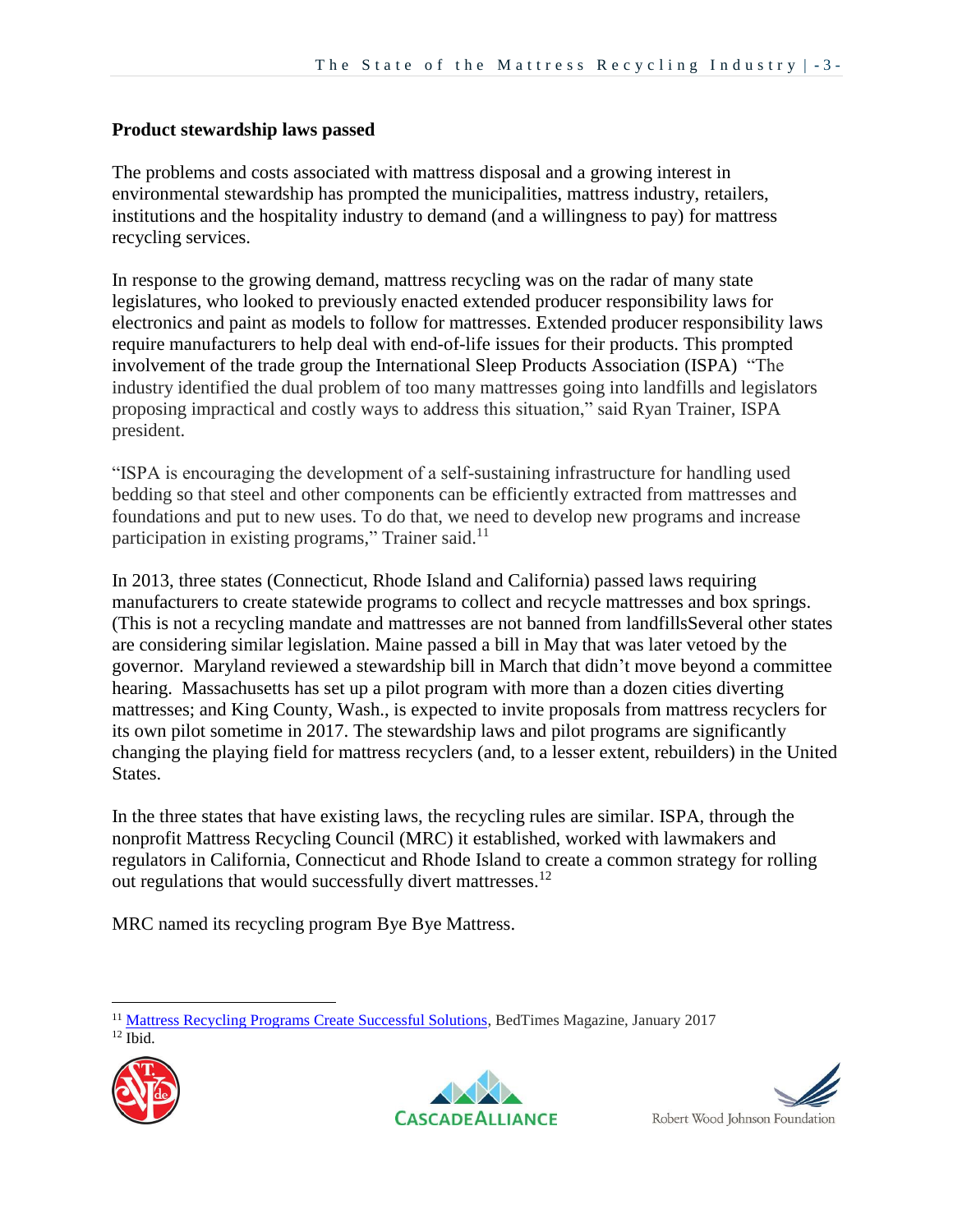**Product stewardship laws passed**

The problems and costs associated with mattress disposal and a growing interest in environmental stewardship has prompted the municipalities, mattress industry, retailers, institutions and the hospitality industry to demand (and a willingness to pay) for mattress recycling services.

In response to the growing demand, mattress recycling was on the radar of many state legislatures, who looked to previously enacted extended producer responsibility laws for electronics and paint as models to follow for mattresses. Extended producer responsibility laws require manufacturers to help deal with end-of-life issues for their products. This prompted involvement of the trade group the International Sleep Products Association (ISPA) "The industry identified the dual problem of too many mattresses going into landfills and legislators proposing impractical and costly ways to address this situation," said Ryan Trainer, ISPA president.

"ISPA is encouraging the development of a self-sustaining infrastructure for handling used bedding so that steel and other components can be efficiently extracted from mattresses and foundations and put to new uses. To do that, we need to develop new programs and increase participation in existing programs," Trainer said.[11]

In 2013, three states (Connecticut, Rhode Island and California) passed laws requiring manufacturers to create statewide programs to collect and recycle mattresses and box springs. (This is not a recycling mandate and mattresses are not banned from landfillsSeveral other states are considering similar legislation. Maine passed a bill in May that was later vetoed by the governor. Maryland reviewed a stewardship bill in March that didn't move beyond a committee hearing. Massachusetts has set up a pilot program with more than a dozen cities diverting mattresses; and King County, Wash., is expected to invite proposals from mattress recyclers for its own pilot sometime in 2017. The stewardship laws and pilot programs are significantly changing the playing field for mattress recyclers (and, to a lesser extent, rebuilders) in the United States.

In the three states that have existing laws, the recycling rules are similar. ISPA, through the nonprofit Mattress Recycling Council (MRC) it established, worked with lawmakers and regulators in California, Connecticut and Rhode Island to create a common strategy for rolling out regulations that would successfully divert mattresses.[12]

MRC named its recycling program Bye Bye Mattress.

[11] Mattress Recycling Programs Create Successful Solutions, BedTimes Magazine, January 2017
[12] Ibid.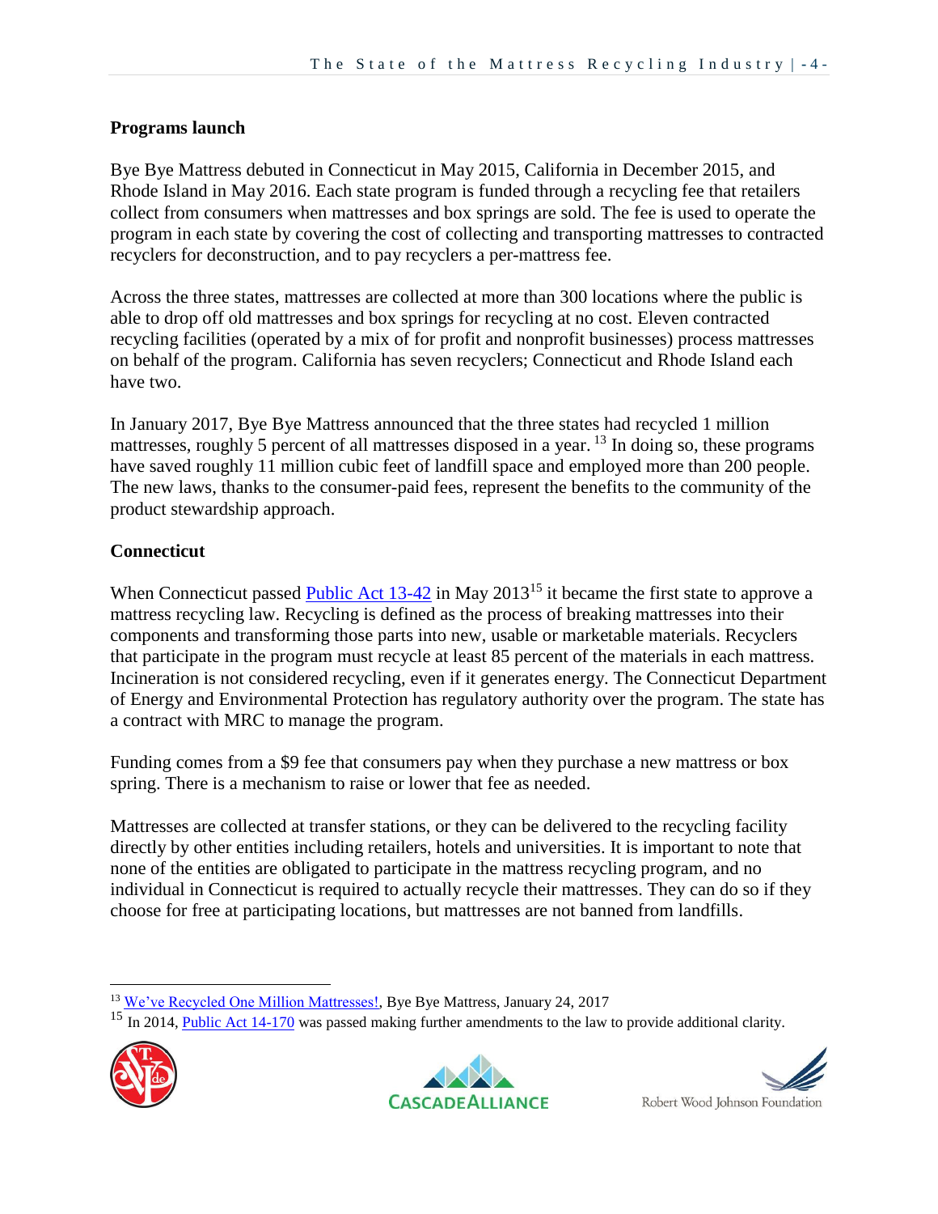**Programs launch**

Bye Bye Mattress debuted in Connecticut in May 2015, California in December 2015, and Rhode Island in May 2016. Each state program is funded through a recycling fee that retailers collect from consumers when mattresses and box springs are sold. The fee is used to operate the program in each state by covering the cost of collecting and transporting mattresses to contracted recyclers for deconstruction, and to pay recyclers a per-mattress fee.

Across the three states, mattresses are collected at more than 300 locations where the public is able to drop off old mattresses and box springs for recycling at no cost. Eleven contracted recycling facilities (operated by a mix of for profit and nonprofit businesses) process mattresses on behalf of the program. California has seven recyclers; Connecticut and Rhode Island each have two.

In January 2017, Bye Bye Mattress announced that the three states had recycled 1 million mattresses, roughly 5 percent of all mattresses disposed in a year. [13] In doing so, these programs have saved roughly 11 million cubic feet of landfill space and employed more than 200 people. The new laws, thanks to the consumer-paid fees, represent the benefits to the community of the product stewardship approach.

**Connecticut**

When Connecticut passed Public Act 13-42 in May 2013[15] it became the first state to approve a mattress recycling law. Recycling is defined as the process of breaking mattresses into their components and transforming those parts into new, usable or marketable materials. Recyclers that participate in the program must recycle at least 85 percent of the materials in each mattress. Incineration is not considered recycling, even if it generates energy. The Connecticut Department of Energy and Environmental Protection has regulatory authority over the program. The state has a contract with MRC to manage the program.

Funding comes from a $9 fee that consumers pay when they purchase a new mattress or box spring. There is a mechanism to raise or lower that fee as needed.

Mattresses are collected at transfer stations, or they can be delivered to the recycling facility directly by other entities including retailers, hotels and universities. It is important to note that none of the entities are obligated to participate in the mattress recycling program, and no individual in Connecticut is required to actually recycle their mattresses. They can do so if they choose for free at participating locations, but mattresses are not banned from landfills.

---

[13] We've Recycled One Million Mattresses!, Bye Bye Mattress, January 24, 2017

[15] In 2014, Public Act 14-170 was passed making further amendments to the law to provide additional clarity.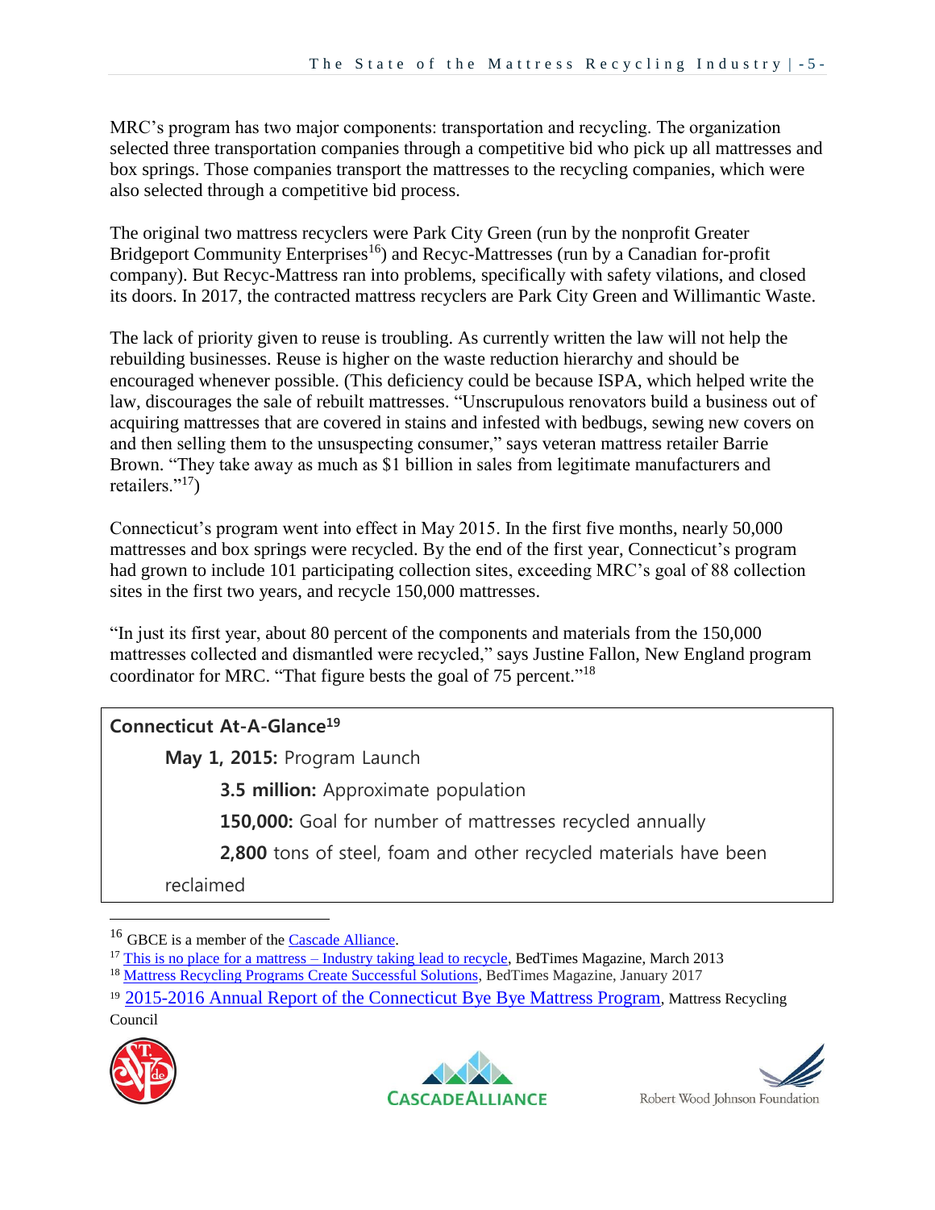MRC's program has two major components: transportation and recycling. The organization selected three transportation companies through a competitive bid who pick up all mattresses and box springs. Those companies transport the mattresses to the recycling companies, which were also selected through a competitive bid process.

The original two mattress recyclers were Park City Green (run by the nonprofit Greater Bridgeport Community Enterprises[16]) and Recyc-Mattresses (run by a Canadian for-profit company). But Recyc-Mattress ran into problems, specifically with safety vilations, and closed its doors. In 2017, the contracted mattress recyclers are Park City Green and Willimantic Waste.

The lack of priority given to reuse is troubling. As currently written the law will not help the rebuilding businesses. Reuse is higher on the waste reduction hierarchy and should be encouraged whenever possible. (This deficiency could be because ISPA, which helped write the law, discourages the sale of rebuilt mattresses. "Unscrupulous renovators build a business out of acquiring mattresses that are covered in stains and infested with bedbugs, sewing new covers on and then selling them to the unsuspecting consumer," says veteran mattress retailer Barrie Brown. "They take away as much as $1 billion in sales from legitimate manufacturers and retailers."[17])

Connecticut's program went into effect in May 2015. In the first five months, nearly 50,000 mattresses and box springs were recycled. By the end of the first year, Connecticut's program had grown to include 101 participating collection sites, exceeding MRC's goal of 88 collection sites in the first two years, and recycle 150,000 mattresses.

"In just its first year, about 80 percent of the components and materials from the 150,000 mattresses collected and dismantled were recycled," says Justine Fallon, New England program coordinator for MRC. "That figure bests the goal of 75 percent."[18]

**Connecticut At-A-Glance[19]**

**May 1, 2015:** Program Launch

**3.5 million:** Approximate population

**150,000:** Goal for number of mattresses recycled annually

**2,800** tons of steel, foam and other recycled materials have been reclaimed

---

[16] GBCE is a member of the Cascade Alliance.

[17] This is no place for a mattress – Industry taking lead to recycle, BedTimes Magazine, March 2013

[18] Mattress Recycling Programs Create Successful Solutions, BedTimes Magazine, January 2017

[19] 2015-2016 Annual Report of the Connecticut Bye Bye Mattress Program, Mattress Recycling Council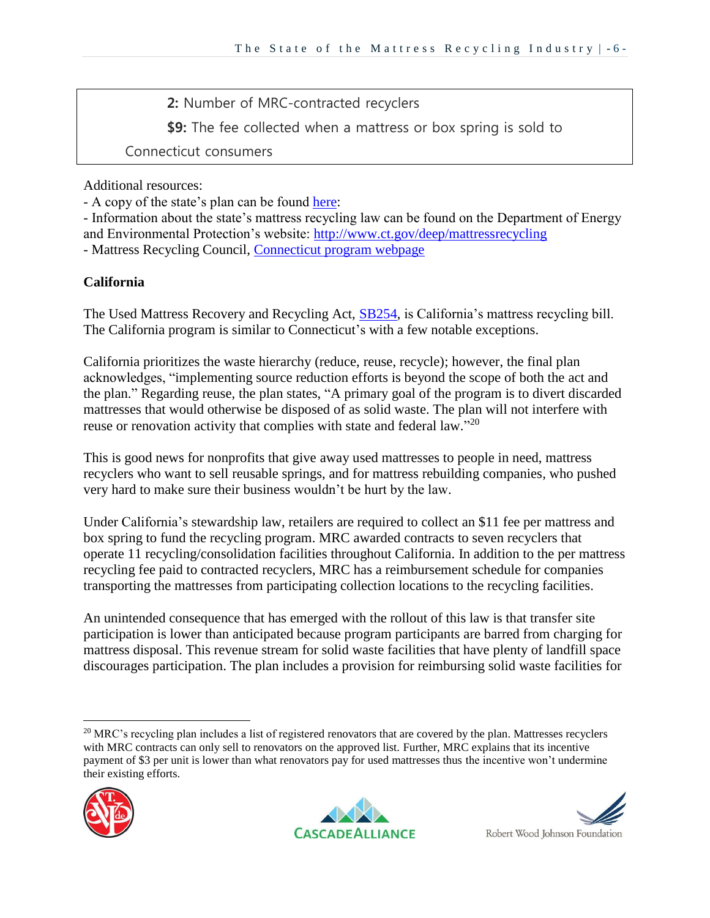**2:** Number of MRC-contracted recyclers

**$9:** The fee collected when a mattress or box spring is sold to Connecticut consumers

Additional resources:
- A copy of the state's plan can be found here:
- Information about the state's mattress recycling law can be found on the Department of Energy and Environmental Protection's website: http://www.ct.gov/deep/mattressrecycling
- Mattress Recycling Council, Connecticut program webpage

**California**

The Used Mattress Recovery and Recycling Act, SB254, is California's mattress recycling bill. The California program is similar to Connecticut's with a few notable exceptions.

California prioritizes the waste hierarchy (reduce, reuse, recycle); however, the final plan acknowledges, "implementing source reduction efforts is beyond the scope of both the act and the plan." Regarding reuse, the plan states, "A primary goal of the program is to divert discarded mattresses that would otherwise be disposed of as solid waste. The plan will not interfere with reuse or renovation activity that complies with state and federal law."[20]

This is good news for nonprofits that give away used mattresses to people in need, mattress recyclers who want to sell reusable springs, and for mattress rebuilding companies, who pushed very hard to make sure their business wouldn't be hurt by the law.

Under California's stewardship law, retailers are required to collect an $11 fee per mattress and box spring to fund the recycling program. MRC awarded contracts to seven recyclers that operate 11 recycling/consolidation facilities throughout California. In addition to the per mattress recycling fee paid to contracted recyclers, MRC has a reimbursement schedule for companies transporting the mattresses from participating collection locations to the recycling facilities.

An unintended consequence that has emerged with the rollout of this law is that transfer site participation is lower than anticipated because program participants are barred from charging for mattress disposal. This revenue stream for solid waste facilities that have plenty of landfill space discourages participation. The plan includes a provision for reimbursing solid waste facilities for

[20] MRC's recycling plan includes a list of registered renovators that are covered by the plan. Mattresses recyclers with MRC contracts can only sell to renovators on the approved list. Further, MRC explains that its incentive payment of $3 per unit is lower than what renovators pay for used mattresses thus the incentive won't undermine their existing efforts.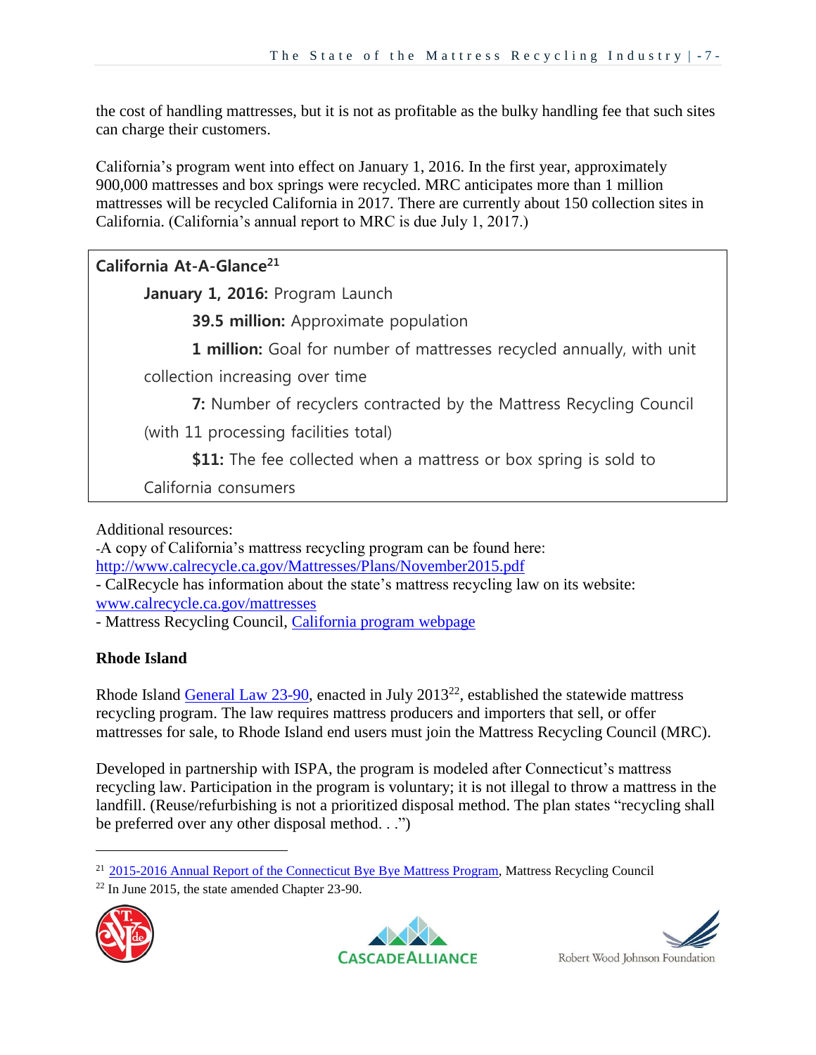the cost of handling mattresses, but it is not as profitable as the bulky handling fee that such sites can charge their customers.

California's program went into effect on January 1, 2016. In the first year, approximately 900,000 mattresses and box springs were recycled. MRC anticipates more than 1 million mattresses will be recycled California in 2017. There are currently about 150 collection sites in California. (California's annual report to MRC is due July 1, 2017.)

**California At-A-Glance**[21]

**January 1, 2016:** Program Launch

**39.5 million:** Approximate population

**1 million:** Goal for number of mattresses recycled annually, with unit collection increasing over time

**7:** Number of recyclers contracted by the Mattress Recycling Council (with 11 processing facilities total)

**$11:** The fee collected when a mattress or box spring is sold to California consumers

Additional resources:
-A copy of California's mattress recycling program can be found here: http://www.calrecycle.ca.gov/Mattresses/Plans/November2015.pdf
- CalRecycle has information about the state's mattress recycling law on its website: www.calrecycle.ca.gov/mattresses
- Mattress Recycling Council, California program webpage

## Rhode Island

Rhode Island General Law 23-90, enacted in July 2013[22], established the statewide mattress recycling program. The law requires mattress producers and importers that sell, or offer mattresses for sale, to Rhode Island end users must join the Mattress Recycling Council (MRC).

Developed in partnership with ISPA, the program is modeled after Connecticut's mattress recycling law. Participation in the program is voluntary; it is not illegal to throw a mattress in the landfill. (Reuse/refurbishing is not a prioritized disposal method. The plan states "recycling shall be preferred over any other disposal method. . .")

---

[21] 2015-2016 Annual Report of the Connecticut Bye Bye Mattress Program, Mattress Recycling Council

[22] In June 2015, the state amended Chapter 23-90.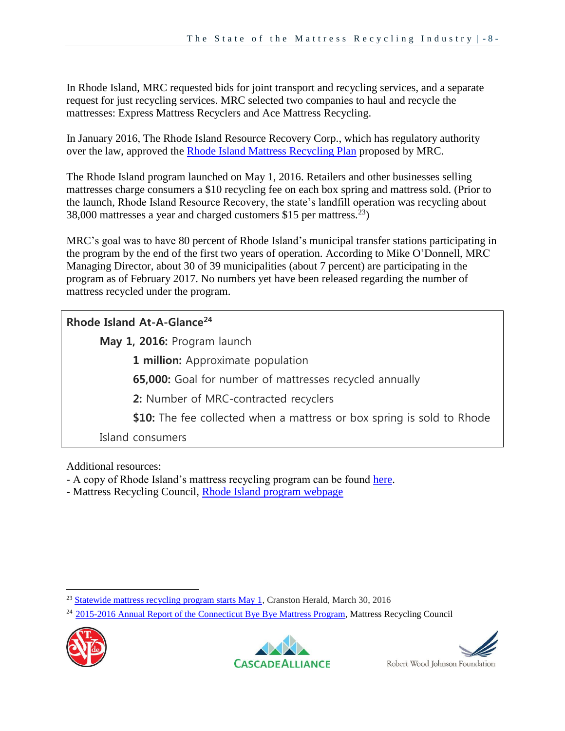In Rhode Island, MRC requested bids for joint transport and recycling services, and a separate request for just recycling services. MRC selected two companies to haul and recycle the mattresses: Express Mattress Recyclers and Ace Mattress Recycling.

In January 2016, The Rhode Island Resource Recovery Corp., which has regulatory authority over the law, approved the Rhode Island Mattress Recycling Plan proposed by MRC.

The Rhode Island program launched on May 1, 2016. Retailers and other businesses selling mattresses charge consumers a $10 recycling fee on each box spring and mattress sold. (Prior to the launch, Rhode Island Resource Recovery, the state's landfill operation was recycling about 38,000 mattresses a year and charged customers $15 per mattress.[23])

MRC's goal was to have 80 percent of Rhode Island's municipal transfer stations participating in the program by the end of the first two years of operation. According to Mike O'Donnell, MRC Managing Director, about 30 of 39 municipalities (about 7 percent) are participating in the program as of February 2017. No numbers yet have been released regarding the number of mattress recycled under the program.

**Rhode Island At-A-Glance[24]**

**May 1, 2016:** Program launch

**1 million:** Approximate population

**65,000:** Goal for number of mattresses recycled annually

**2:** Number of MRC-contracted recyclers

**$10:** The fee collected when a mattress or box spring is sold to Rhode Island consumers

Additional resources:
- A copy of Rhode Island's mattress recycling program can be found here.
- Mattress Recycling Council, Rhode Island program webpage

[23] Statewide mattress recycling program starts May 1, Cranston Herald, March 30, 2016

[24] 2015-2016 Annual Report of the Connecticut Bye Bye Mattress Program, Mattress Recycling Council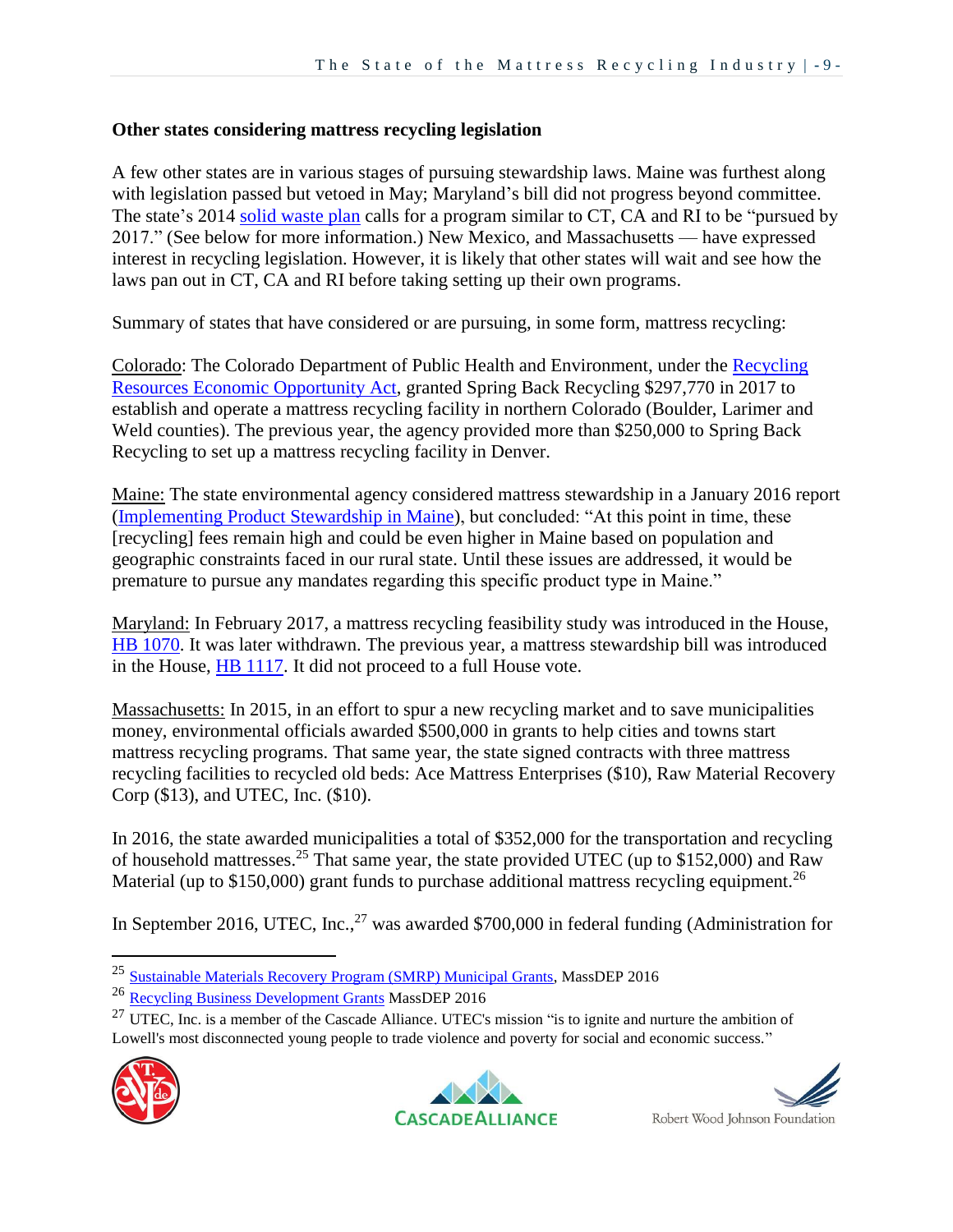**Other states considering mattress recycling legislation**

A few other states are in various stages of pursuing stewardship laws. Maine was furthest along with legislation passed but vetoed in May; Maryland's bill did not progress beyond committee. The state's 2014 solid waste plan calls for a program similar to CT, CA and RI to be "pursued by 2017." (See below for more information.) New Mexico, and Massachusetts — have expressed interest in recycling legislation. However, it is likely that other states will wait and see how the laws pan out in CT, CA and RI before taking setting up their own programs.

Summary of states that have considered or are pursuing, in some form, mattress recycling:

Colorado: The Colorado Department of Public Health and Environment, under the Recycling Resources Economic Opportunity Act, granted Spring Back Recycling $297,770 in 2017 to establish and operate a mattress recycling facility in northern Colorado (Boulder, Larimer and Weld counties). The previous year, the agency provided more than $250,000 to Spring Back Recycling to set up a mattress recycling facility in Denver.

Maine: The state environmental agency considered mattress stewardship in a January 2016 report (Implementing Product Stewardship in Maine), but concluded: "At this point in time, these [recycling] fees remain high and could be even higher in Maine based on population and geographic constraints faced in our rural state. Until these issues are addressed, it would be premature to pursue any mandates regarding this specific product type in Maine."

Maryland: In February 2017, a mattress recycling feasibility study was introduced in the House, HB 1070. It was later withdrawn. The previous year, a mattress stewardship bill was introduced in the House, HB 1117. It did not proceed to a full House vote.

Massachusetts: In 2015, in an effort to spur a new recycling market and to save municipalities money, environmental officials awarded $500,000 in grants to help cities and towns start mattress recycling programs. That same year, the state signed contracts with three mattress recycling facilities to recycled old beds: Ace Mattress Enterprises ($10), Raw Material Recovery Corp ($13), and UTEC, Inc. ($10).

In 2016, the state awarded municipalities a total of $352,000 for the transportation and recycling of household mattresses.[25] That same year, the state provided UTEC (up to $152,000) and Raw Material (up to $150,000) grant funds to purchase additional mattress recycling equipment.[26]

In September 2016, UTEC, Inc.,[27] was awarded $700,000 in federal funding (Administration for

[25] Sustainable Materials Recovery Program (SMRP) Municipal Grants, MassDEP 2016

[26] Recycling Business Development Grants MassDEP 2016

[27] UTEC, Inc. is a member of the Cascade Alliance. UTEC's mission "is to ignite and nurture the ambition of Lowell's most disconnected young people to trade violence and poverty for social and economic success."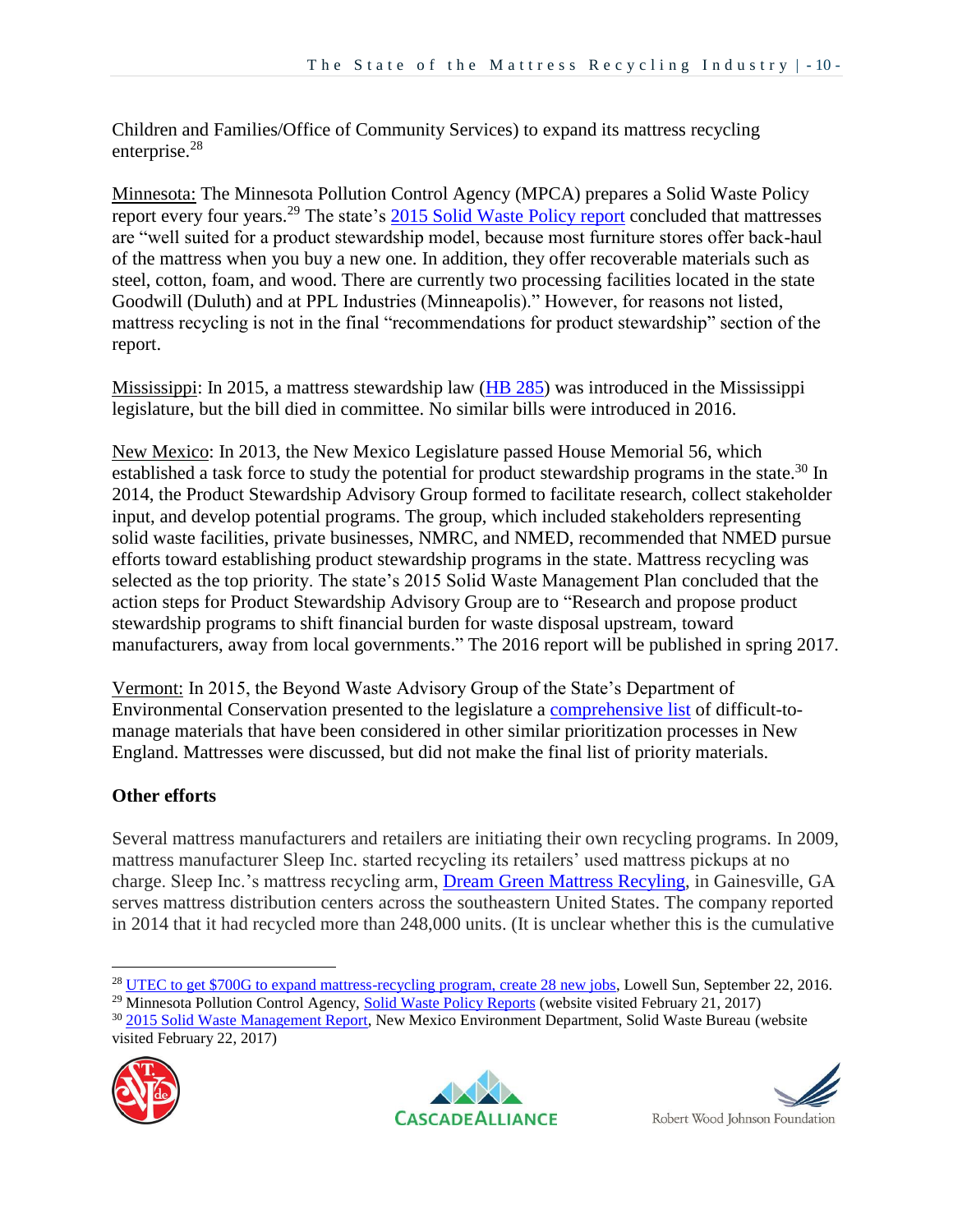Children and Families/Office of Community Services) to expand its mattress recycling enterprise.[28]

Minnesota: The Minnesota Pollution Control Agency (MPCA) prepares a Solid Waste Policy report every four years.[29] The state's 2015 Solid Waste Policy report concluded that mattresses are "well suited for a product stewardship model, because most furniture stores offer back-haul of the mattress when you buy a new one. In addition, they offer recoverable materials such as steel, cotton, foam, and wood. There are currently two processing facilities located in the state Goodwill (Duluth) and at PPL Industries (Minneapolis)." However, for reasons not listed, mattress recycling is not in the final "recommendations for product stewardship" section of the report.

Mississippi: In 2015, a mattress stewardship law (HB 285) was introduced in the Mississippi legislature, but the bill died in committee. No similar bills were introduced in 2016.

New Mexico: In 2013, the New Mexico Legislature passed House Memorial 56, which established a task force to study the potential for product stewardship programs in the state.[30] In 2014, the Product Stewardship Advisory Group formed to facilitate research, collect stakeholder input, and develop potential programs. The group, which included stakeholders representing solid waste facilities, private businesses, NMRC, and NMED, recommended that NMED pursue efforts toward establishing product stewardship programs in the state. Mattress recycling was selected as the top priority. The state's 2015 Solid Waste Management Plan concluded that the action steps for Product Stewardship Advisory Group are to "Research and propose product stewardship programs to shift financial burden for waste disposal upstream, toward manufacturers, away from local governments." The 2016 report will be published in spring 2017.

Vermont: In 2015, the Beyond Waste Advisory Group of the State's Department of Environmental Conservation presented to the legislature a comprehensive list of difficult-to-manage materials that have been considered in other similar prioritization processes in New England. Mattresses were discussed, but did not make the final list of priority materials.

**Other efforts**

Several mattress manufacturers and retailers are initiating their own recycling programs. In 2009, mattress manufacturer Sleep Inc. started recycling its retailers' used mattress pickups at no charge. Sleep Inc.'s mattress recycling arm, Dream Green Mattress Recyling, in Gainesville, GA serves mattress distribution centers across the southeastern United States. The company reported in 2014 that it had recycled more than 248,000 units. (It is unclear whether this is the cumulative

[28] UTEC to get $700G to expand mattress-recycling program, create 28 new jobs, Lowell Sun, September 22, 2016.

[29] Minnesota Pollution Control Agency, Solid Waste Policy Reports (website visited February 21, 2017)

[30] 2015 Solid Waste Management Report, New Mexico Environment Department, Solid Waste Bureau (website visited February 22, 2017)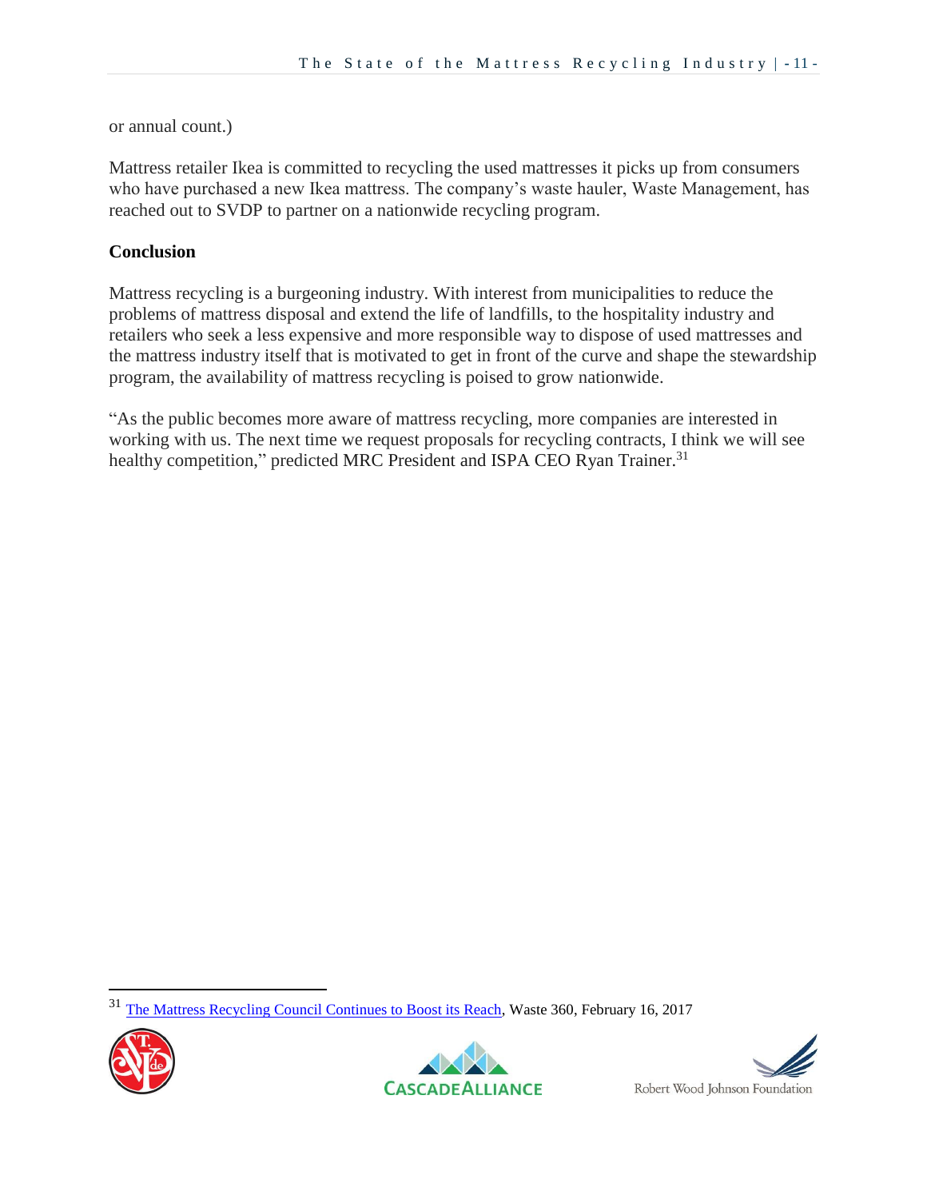or annual count.)

Mattress retailer Ikea is committed to recycling the used mattresses it picks up from consumers who have purchased a new Ikea mattress. The company's waste hauler, Waste Management, has reached out to SVDP to partner on a nationwide recycling program.

**Conclusion**

Mattress recycling is a burgeoning industry. With interest from municipalities to reduce the problems of mattress disposal and extend the life of landfills, to the hospitality industry and retailers who seek a less expensive and more responsible way to dispose of used mattresses and the mattress industry itself that is motivated to get in front of the curve and shape the stewardship program, the availability of mattress recycling is poised to grow nationwide.

"As the public becomes more aware of mattress recycling, more companies are interested in working with us. The next time we request proposals for recycling contracts, I think we will see healthy competition," predicted MRC President and ISPA CEO Ryan Trainer.[31]

---

[31] The Mattress Recycling Council Continues to Boost its Reach, Waste 360, February 16, 2017